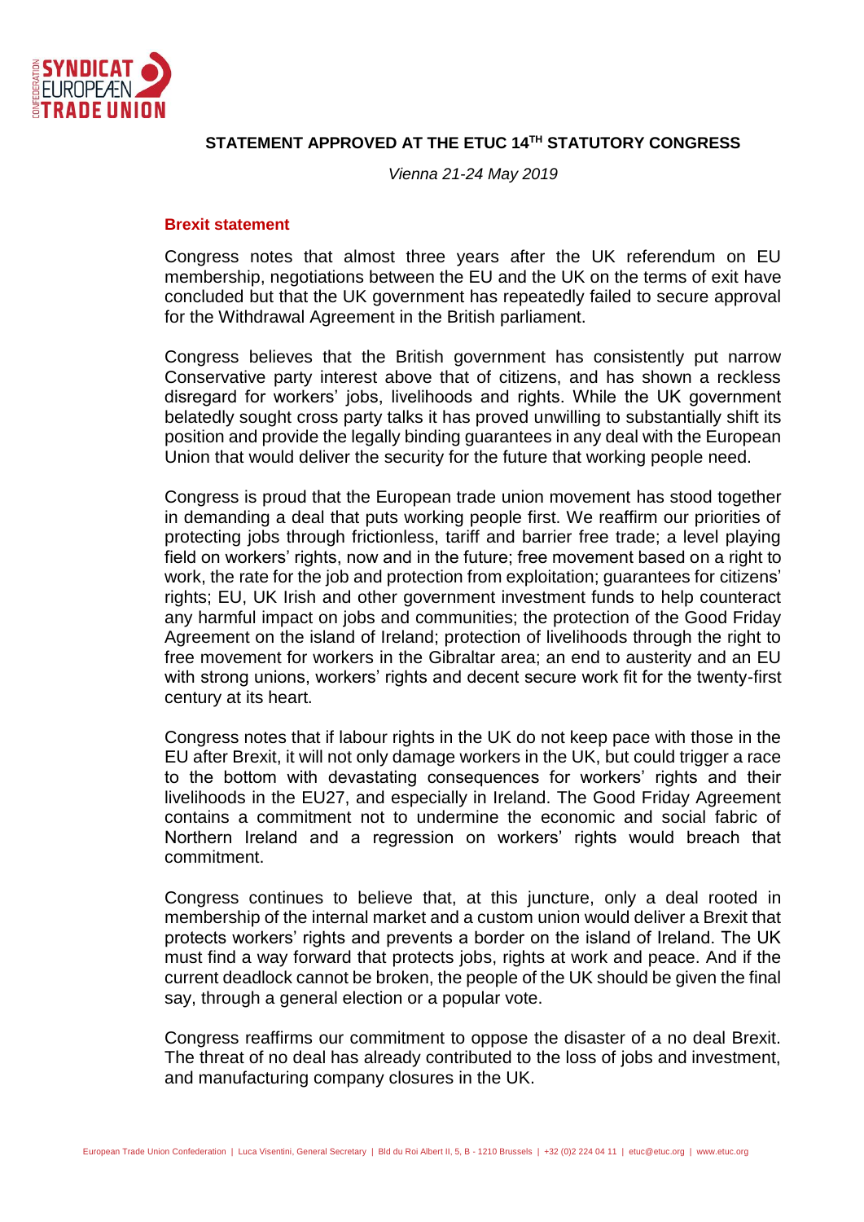**STATEMENT APPROVED AT THE ETUC 14TH STATUTORY CONGRESS**

*Vienna 21-24 May 2019*

**Brexit statement**

Congress notes that almost three years after the UK referendum on EU membership, negotiations between the EU and the UK on the terms of exit have concluded but that the UK government has repeatedly failed to secure approval for the Withdrawal Agreement in the British parliament.

Congress believes that the British government has consistently put narrow Conservative party interest above that of citizens, and has shown a reckless disregard for workers' jobs, livelihoods and rights. While the UK government belatedly sought cross party talks it has proved unwilling to substantially shift its position and provide the legally binding guarantees in any deal with the European Union that would deliver the security for the future that working people need.

Congress is proud that the European trade union movement has stood together in demanding a deal that puts working people first. We reaffirm our priorities of protecting jobs through frictionless, tariff and barrier free trade; a level playing field on workers' rights, now and in the future; free movement based on a right to work, the rate for the job and protection from exploitation; guarantees for citizens' rights; EU, UK Irish and other government investment funds to help counteract any harmful impact on jobs and communities; the protection of the Good Friday Agreement on the island of Ireland; protection of livelihoods through the right to free movement for workers in the Gibraltar area; an end to austerity and an EU with strong unions, workers' rights and decent secure work fit for the twenty-first century at its heart.

Congress notes that if labour rights in the UK do not keep pace with those in the EU after Brexit, it will not only damage workers in the UK, but could trigger a race to the bottom with devastating consequences for workers' rights and their livelihoods in the EU27, and especially in Ireland. The Good Friday Agreement contains a commitment not to undermine the economic and social fabric of Northern Ireland and a regression on workers' rights would breach that commitment.

Congress continues to believe that, at this juncture, only a deal rooted in membership of the internal market and a custom union would deliver a Brexit that protects workers' rights and prevents a border on the island of Ireland. The UK must find a way forward that protects jobs, rights at work and peace. And if the current deadlock cannot be broken, the people of the UK should be given the final say, through a general election or a popular vote.

Congress reaffirms our commitment to oppose the disaster of a no deal Brexit. The threat of no deal has already contributed to the loss of jobs and investment, and manufacturing company closures in the UK.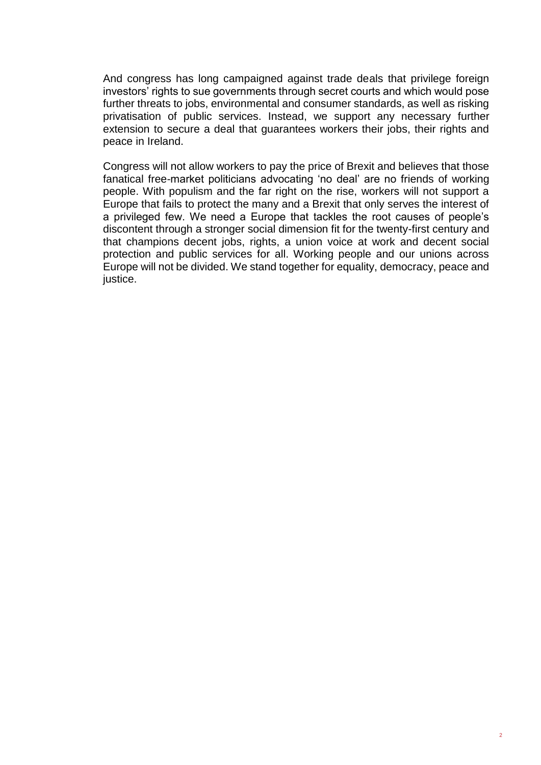And congress has long campaigned against trade deals that privilege foreign investors' rights to sue governments through secret courts and which would pose further threats to jobs, environmental and consumer standards, as well as risking privatisation of public services. Instead, we support any necessary further extension to secure a deal that guarantees workers their jobs, their rights and peace in Ireland.

Congress will not allow workers to pay the price of Brexit and believes that those fanatical free-market politicians advocating 'no deal' are no friends of working people. With populism and the far right on the rise, workers will not support a Europe that fails to protect the many and a Brexit that only serves the interest of a privileged few. We need a Europe that tackles the root causes of people's discontent through a stronger social dimension fit for the twenty-first century and that champions decent jobs, rights, a union voice at work and decent social protection and public services for all. Working people and our unions across Europe will not be divided. We stand together for equality, democracy, peace and justice.